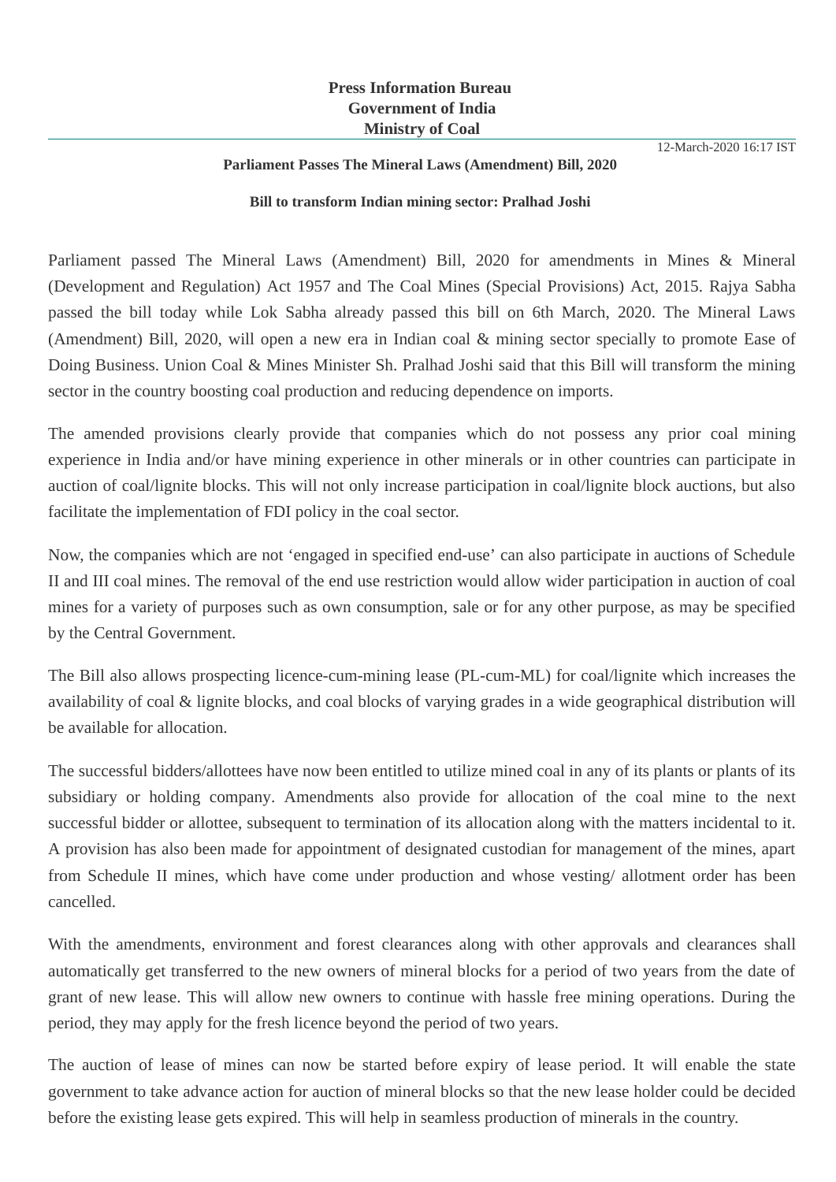**Press Information Bureau**
**Government of India**
**Ministry of Coal**

12-March-2020 16:17 IST

## Parliament Passes The Mineral Laws (Amendment) Bill, 2020

### Bill to transform Indian mining sector: Pralhad Joshi

Parliament passed The Mineral Laws (Amendment) Bill, 2020 for amendments in Mines & Mineral (Development and Regulation) Act 1957 and The Coal Mines (Special Provisions) Act, 2015. Rajya Sabha passed the bill today while Lok Sabha already passed this bill on 6th March, 2020. The Mineral Laws (Amendment) Bill, 2020, will open a new era in Indian coal & mining sector specially to promote Ease of Doing Business. Union Coal & Mines Minister Sh. Pralhad Joshi said that this Bill will transform the mining sector in the country boosting coal production and reducing dependence on imports.

The amended provisions clearly provide that companies which do not possess any prior coal mining experience in India and/or have mining experience in other minerals or in other countries can participate in auction of coal/lignite blocks. This will not only increase participation in coal/lignite block auctions, but also facilitate the implementation of FDI policy in the coal sector.

Now, the companies which are not 'engaged in specified end-use' can also participate in auctions of Schedule II and III coal mines. The removal of the end use restriction would allow wider participation in auction of coal mines for a variety of purposes such as own consumption, sale or for any other purpose, as may be specified by the Central Government.

The Bill also allows prospecting licence-cum-mining lease (PL-cum-ML) for coal/lignite which increases the availability of coal & lignite blocks, and coal blocks of varying grades in a wide geographical distribution will be available for allocation.

The successful bidders/allottees have now been entitled to utilize mined coal in any of its plants or plants of its subsidiary or holding company. Amendments also provide for allocation of the coal mine to the next successful bidder or allottee, subsequent to termination of its allocation along with the matters incidental to it. A provision has also been made for appointment of designated custodian for management of the mines, apart from Schedule II mines, which have come under production and whose vesting/ allotment order has been cancelled.

With the amendments, environment and forest clearances along with other approvals and clearances shall automatically get transferred to the new owners of mineral blocks for a period of two years from the date of grant of new lease. This will allow new owners to continue with hassle free mining operations. During the period, they may apply for the fresh licence beyond the period of two years.

The auction of lease of mines can now be started before expiry of lease period. It will enable the state government to take advance action for auction of mineral blocks so that the new lease holder could be decided before the existing lease gets expired. This will help in seamless production of minerals in the country.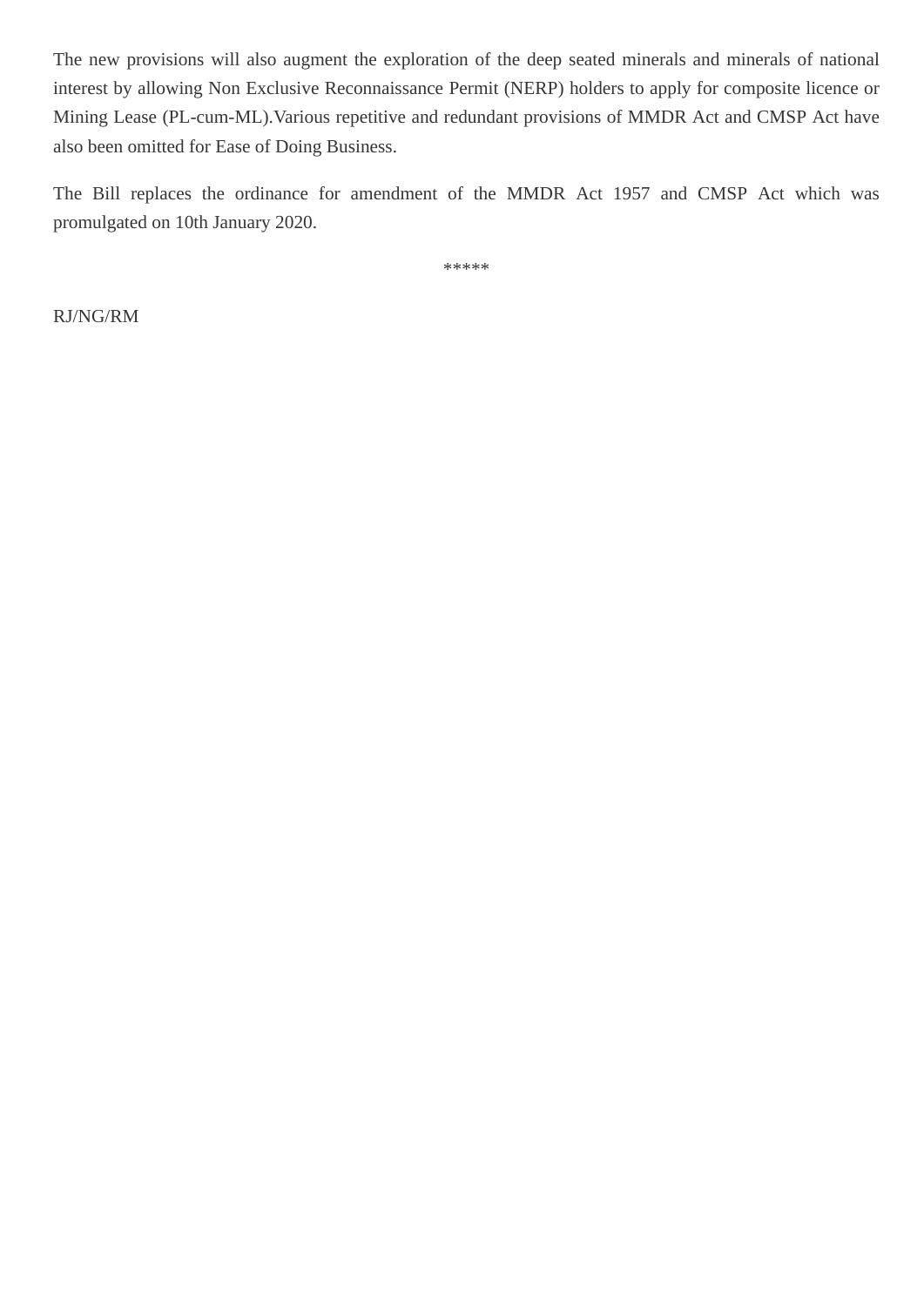The new provisions will also augment the exploration of the deep seated minerals and minerals of national interest by allowing Non Exclusive Reconnaissance Permit (NERP) holders to apply for composite licence or Mining Lease (PL-cum-ML).Various repetitive and redundant provisions of MMDR Act and CMSP Act have also been omitted for Ease of Doing Business.

The Bill replaces the ordinance for amendment of the MMDR Act 1957 and CMSP Act which was promulgated on 10th January 2020.

*****

RJ/NG/RM